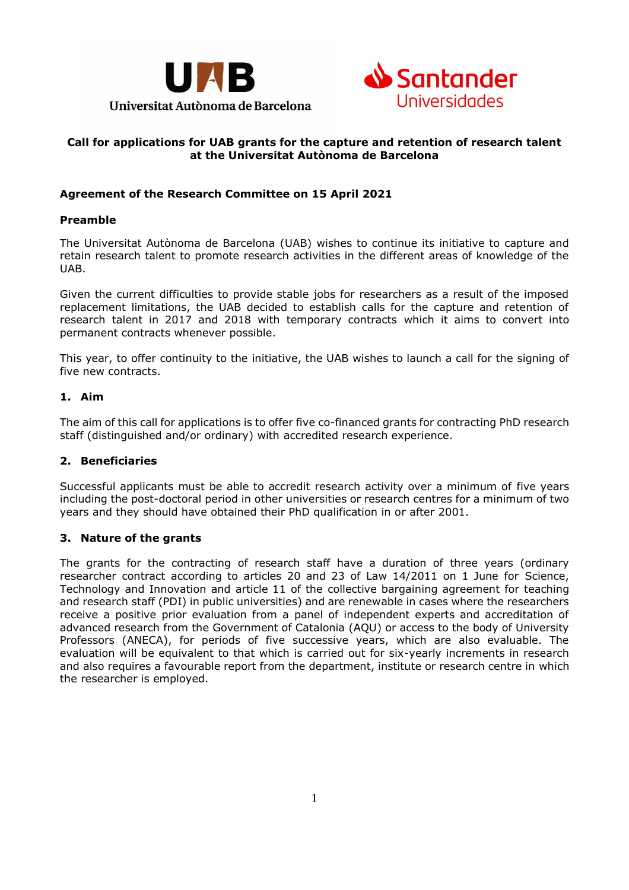# Call for applications for UAB grants for the capture and retention of research talent at the Universitat Autònoma de Barcelona

## Agreement of the Research Committee on 15 April 2021

### Preamble

The Universitat Autònoma de Barcelona (UAB) wishes to continue its initiative to capture and retain research talent to promote research activities in the different areas of knowledge of the UAB.

Given the current difficulties to provide stable jobs for researchers as a result of the imposed replacement limitations, the UAB decided to establish calls for the capture and retention of research talent in 2017 and 2018 with temporary contracts which it aims to convert into permanent contracts whenever possible.

This year, to offer continuity to the initiative, the UAB wishes to launch a call for the signing of five new contracts.

### 1. Aim

The aim of this call for applications is to offer five co-financed grants for contracting PhD research staff (distinguished and/or ordinary) with accredited research experience.

### 2. Beneficiaries

Successful applicants must be able to accredit research activity over a minimum of five years including the post-doctoral period in other universities or research centres for a minimum of two years and they should have obtained their PhD qualification in or after 2001.

### 3. Nature of the grants

The grants for the contracting of research staff have a duration of three years (ordinary researcher contract according to articles 20 and 23 of Law 14/2011 on 1 June for Science, Technology and Innovation and article 11 of the collective bargaining agreement for teaching and research staff (PDI) in public universities) and are renewable in cases where the researchers receive a positive prior evaluation from a panel of independent experts and accreditation of advanced research from the Government of Catalonia (AQU) or access to the body of University Professors (ANECA), for periods of five successive years, which are also evaluable. The evaluation will be equivalent to that which is carried out for six-yearly increments in research and also requires a favourable report from the department, institute or research centre in which the researcher is employed.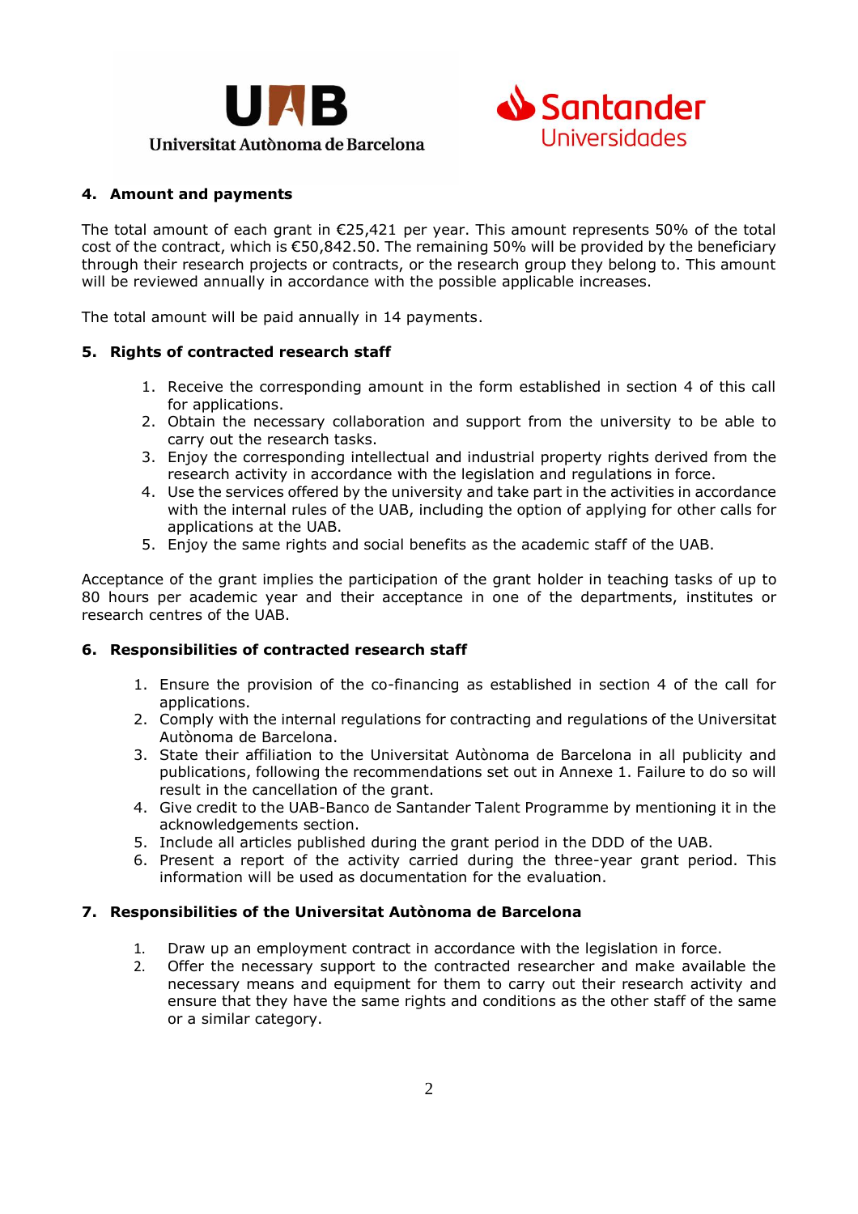## 4. Amount and payments

The total amount of each grant in €25,421 per year. This amount represents 50% of the total cost of the contract, which is €50,842.50. The remaining 50% will be provided by the beneficiary through their research projects or contracts, or the research group they belong to. This amount will be reviewed annually in accordance with the possible applicable increases.

The total amount will be paid annually in 14 payments.

## 5. Rights of contracted research staff

1. Receive the corresponding amount in the form established in section 4 of this call for applications.
2. Obtain the necessary collaboration and support from the university to be able to carry out the research tasks.
3. Enjoy the corresponding intellectual and industrial property rights derived from the research activity in accordance with the legislation and regulations in force.
4. Use the services offered by the university and take part in the activities in accordance with the internal rules of the UAB, including the option of applying for other calls for applications at the UAB.
5. Enjoy the same rights and social benefits as the academic staff of the UAB.

Acceptance of the grant implies the participation of the grant holder in teaching tasks of up to 80 hours per academic year and their acceptance in one of the departments, institutes or research centres of the UAB.

## 6. Responsibilities of contracted research staff

1. Ensure the provision of the co-financing as established in section 4 of the call for applications.
2. Comply with the internal regulations for contracting and regulations of the Universitat Autònoma de Barcelona.
3. State their affiliation to the Universitat Autònoma de Barcelona in all publicity and publications, following the recommendations set out in Annexe 1. Failure to do so will result in the cancellation of the grant.
4. Give credit to the UAB-Banco de Santander Talent Programme by mentioning it in the acknowledgements section.
5. Include all articles published during the grant period in the DDD of the UAB.
6. Present a report of the activity carried during the three-year grant period. This information will be used as documentation for the evaluation.

## 7. Responsibilities of the Universitat Autònoma de Barcelona

1. Draw up an employment contract in accordance with the legislation in force.
2. Offer the necessary support to the contracted researcher and make available the necessary means and equipment for them to carry out their research activity and ensure that they have the same rights and conditions as the other staff of the same or a similar category.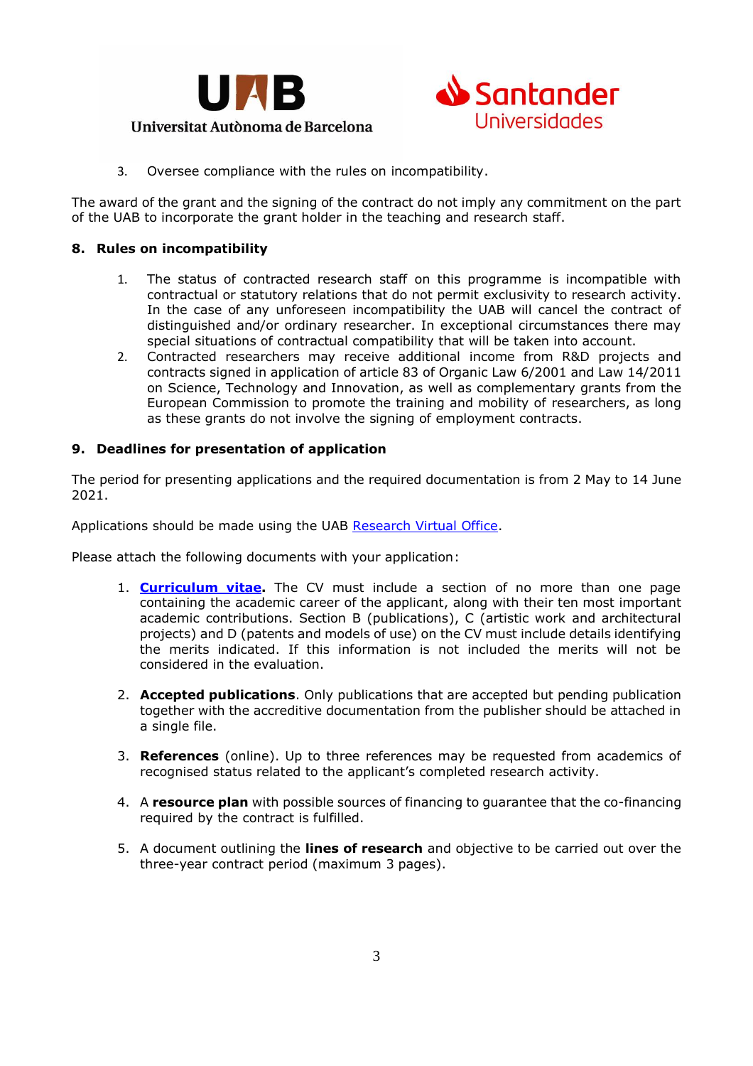3. Oversee compliance with the rules on incompatibility.

The award of the grant and the signing of the contract do not imply any commitment on the part of the UAB to incorporate the grant holder in the teaching and research staff.

## 8. Rules on incompatibility

1. The status of contracted research staff on this programme is incompatible with contractual or statutory relations that do not permit exclusivity to research activity. In the case of any unforeseen incompatibility the UAB will cancel the contract of distinguished and/or ordinary researcher. In exceptional circumstances there may special situations of contractual compatibility that will be taken into account.
2. Contracted researchers may receive additional income from R&D projects and contracts signed in application of article 83 of Organic Law 6/2001 and Law 14/2011 on Science, Technology and Innovation, as well as complementary grants from the European Commission to promote the training and mobility of researchers, as long as these grants do not involve the signing of employment contracts.

## 9. Deadlines for presentation of application

The period for presenting applications and the required documentation is from 2 May to 14 June 2021.

Applications should be made using the UAB Research Virtual Office.

Please attach the following documents with your application:

1. **Curriculum vitae.** The CV must include a section of no more than one page containing the academic career of the applicant, along with their ten most important academic contributions. Section B (publications), C (artistic work and architectural projects) and D (patents and models of use) on the CV must include details identifying the merits indicated. If this information is not included the merits will not be considered in the evaluation.

2. **Accepted publications**. Only publications that are accepted but pending publication together with the accreditive documentation from the publisher should be attached in a single file.

3. **References** (online). Up to three references may be requested from academics of recognised status related to the applicant's completed research activity.

4. A **resource plan** with possible sources of financing to guarantee that the co-financing required by the contract is fulfilled.

5. A document outlining the **lines of research** and objective to be carried out over the three-year contract period (maximum 3 pages).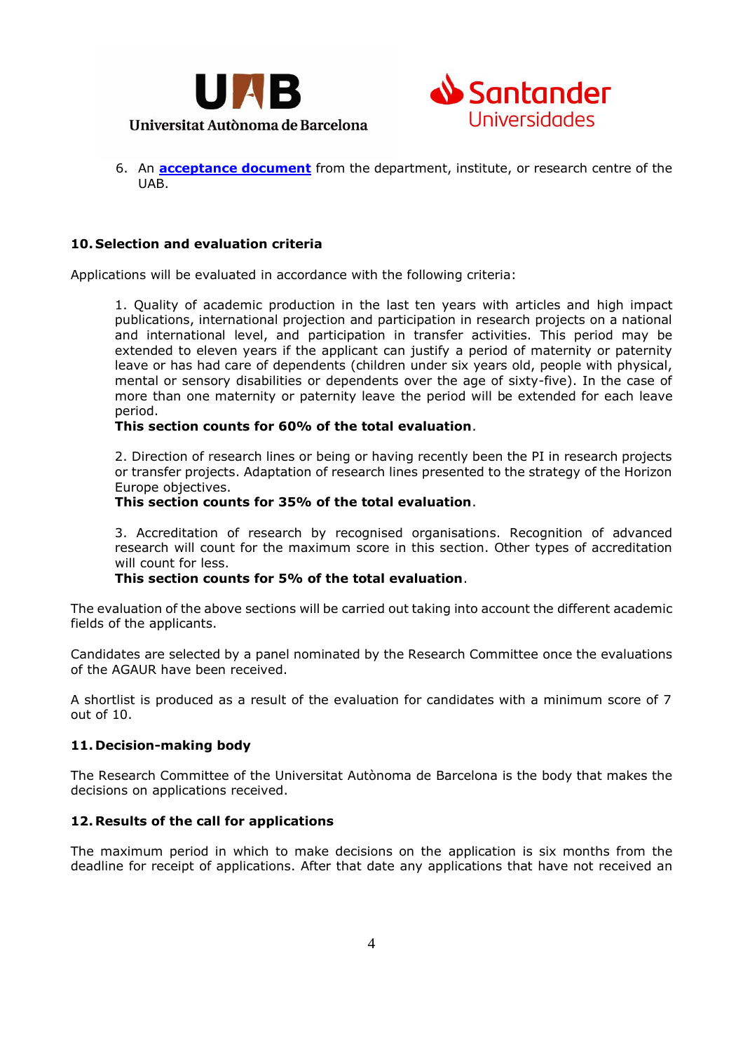6. An **acceptance document** from the department, institute, or research centre of the UAB.

## 10. Selection and evaluation criteria

Applications will be evaluated in accordance with the following criteria:

1. Quality of academic production in the last ten years with articles and high impact publications, international projection and participation in research projects on a national and international level, and participation in transfer activities. This period may be extended to eleven years if the applicant can justify a period of maternity or paternity leave or has had care of dependents (children under six years old, people with physical, mental or sensory disabilities or dependents over the age of sixty-five). In the case of more than one maternity or paternity leave the period will be extended for each leave period.
**This section counts for 60% of the total evaluation**.

2. Direction of research lines or being or having recently been the PI in research projects or transfer projects. Adaptation of research lines presented to the strategy of the Horizon Europe objectives.
**This section counts for 35% of the total evaluation**.

3. Accreditation of research by recognised organisations. Recognition of advanced research will count for the maximum score in this section. Other types of accreditation will count for less.
**This section counts for 5% of the total evaluation**.

The evaluation of the above sections will be carried out taking into account the different academic fields of the applicants.

Candidates are selected by a panel nominated by the Research Committee once the evaluations of the AGAUR have been received.

A shortlist is produced as a result of the evaluation for candidates with a minimum score of 7 out of 10.

## 11. Decision-making body

The Research Committee of the Universitat Autònoma de Barcelona is the body that makes the decisions on applications received.

## 12. Results of the call for applications

The maximum period in which to make decisions on the application is six months from the deadline for receipt of applications. After that date any applications that have not received an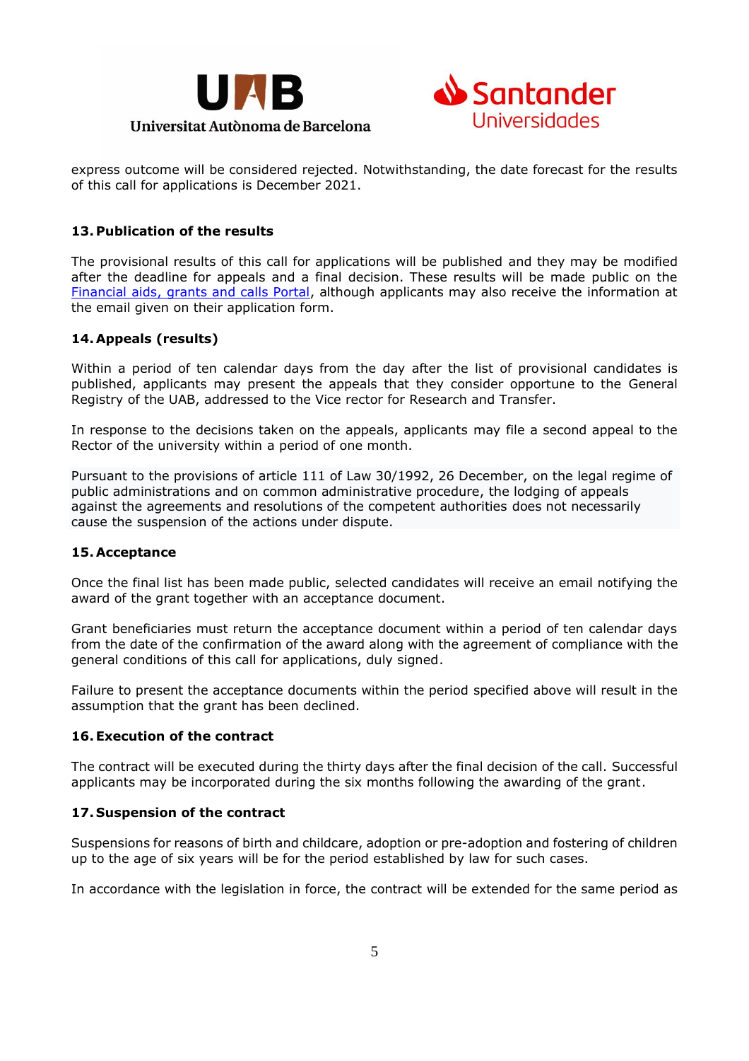express outcome will be considered rejected. Notwithstanding, the date forecast for the results of this call for applications is December 2021.

## 13. Publication of the results

The provisional results of this call for applications will be published and they may be modified after the deadline for appeals and a final decision. These results will be made public on the Financial aids, grants and calls Portal, although applicants may also receive the information at the email given on their application form.

## 14. Appeals (results)

Within a period of ten calendar days from the day after the list of provisional candidates is published, applicants may present the appeals that they consider opportune to the General Registry of the UAB, addressed to the Vice rector for Research and Transfer.

In response to the decisions taken on the appeals, applicants may file a second appeal to the Rector of the university within a period of one month.

Pursuant to the provisions of article 111 of Law 30/1992, 26 December, on the legal regime of public administrations and on common administrative procedure, the lodging of appeals against the agreements and resolutions of the competent authorities does not necessarily cause the suspension of the actions under dispute.

## 15. Acceptance

Once the final list has been made public, selected candidates will receive an email notifying the award of the grant together with an acceptance document.

Grant beneficiaries must return the acceptance document within a period of ten calendar days from the date of the confirmation of the award along with the agreement of compliance with the general conditions of this call for applications, duly signed.

Failure to present the acceptance documents within the period specified above will result in the assumption that the grant has been declined.

## 16. Execution of the contract

The contract will be executed during the thirty days after the final decision of the call. Successful applicants may be incorporated during the six months following the awarding of the grant.

## 17. Suspension of the contract

Suspensions for reasons of birth and childcare, adoption or pre-adoption and fostering of children up to the age of six years will be for the period established by law for such cases.

In accordance with the legislation in force, the contract will be extended for the same period as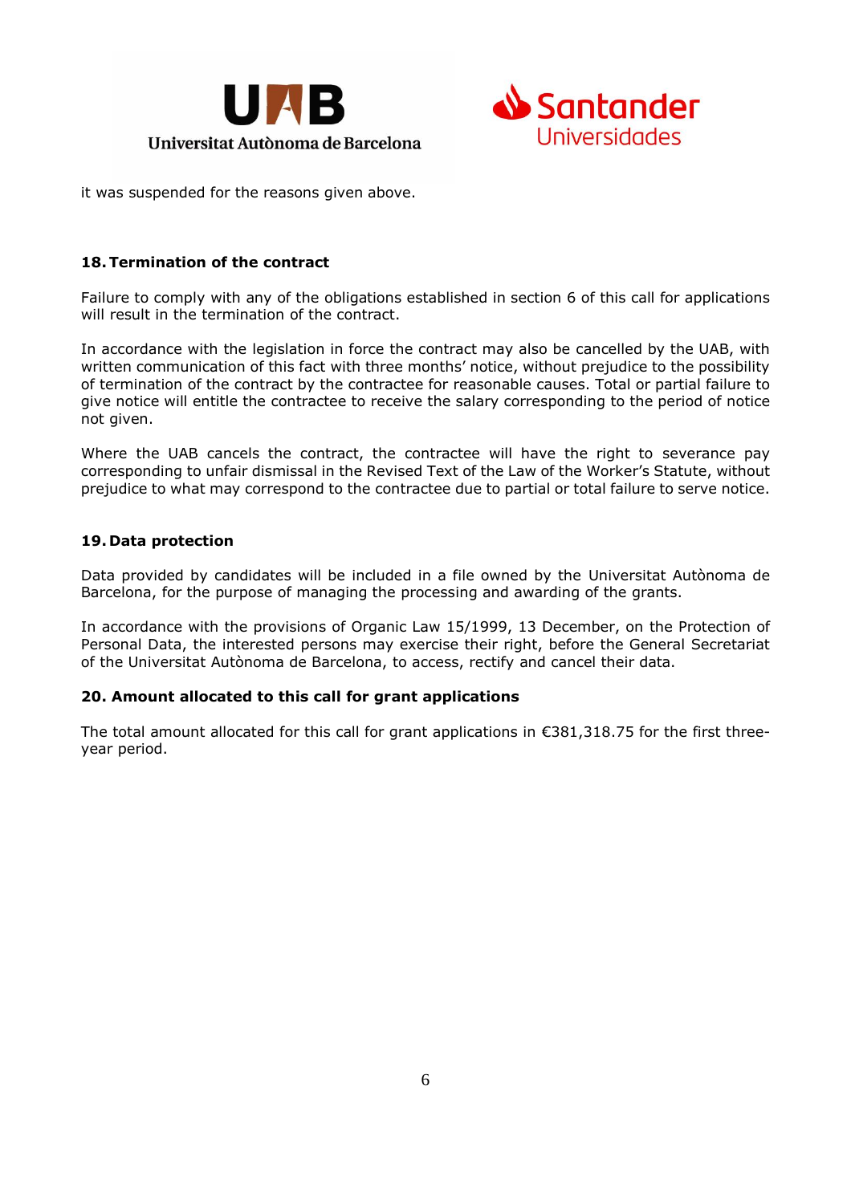it was suspended for the reasons given above.

## 18. Termination of the contract

Failure to comply with any of the obligations established in section 6 of this call for applications will result in the termination of the contract.

In accordance with the legislation in force the contract may also be cancelled by the UAB, with written communication of this fact with three months' notice, without prejudice to the possibility of termination of the contract by the contractee for reasonable causes. Total or partial failure to give notice will entitle the contractee to receive the salary corresponding to the period of notice not given.

Where the UAB cancels the contract, the contractee will have the right to severance pay corresponding to unfair dismissal in the Revised Text of the Law of the Worker's Statute, without prejudice to what may correspond to the contractee due to partial or total failure to serve notice.

## 19. Data protection

Data provided by candidates will be included in a file owned by the Universitat Autònoma de Barcelona, for the purpose of managing the processing and awarding of the grants.

In accordance with the provisions of Organic Law 15/1999, 13 December, on the Protection of Personal Data, the interested persons may exercise their right, before the General Secretariat of the Universitat Autònoma de Barcelona, to access, rectify and cancel their data.

## 20. Amount allocated to this call for grant applications

The total amount allocated for this call for grant applications in €381,318.75 for the first three-year period.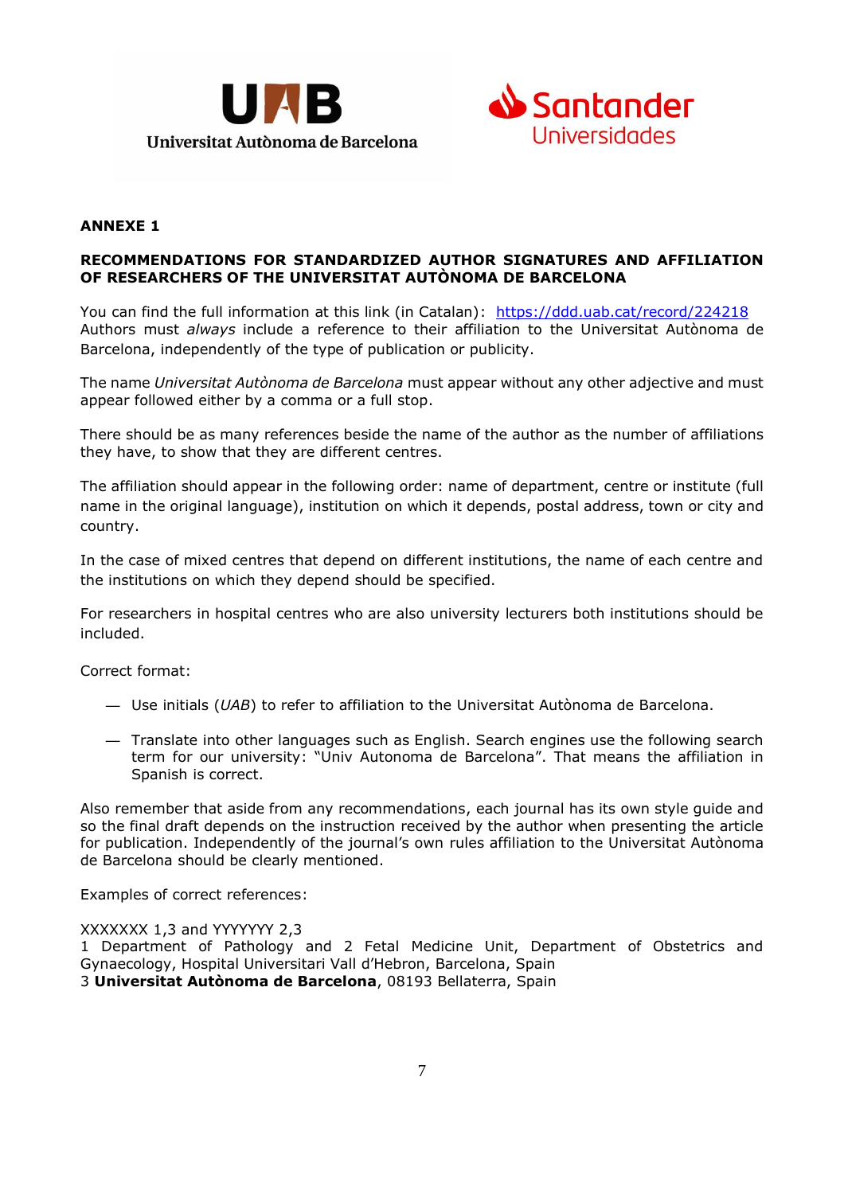## ANNEXE 1

### RECOMMENDATIONS FOR STANDARDIZED AUTHOR SIGNATURES AND AFFILIATION OF RESEARCHERS OF THE UNIVERSITAT AUTÒNOMA DE BARCELONA

You can find the full information at this link (in Catalan): https://ddd.uab.cat/record/224218
Authors must *always* include a reference to their affiliation to the Universitat Autònoma de Barcelona, independently of the type of publication or publicity.

The name *Universitat Autònoma de Barcelona* must appear without any other adjective and must appear followed either by a comma or a full stop.

There should be as many references beside the name of the author as the number of affiliations they have, to show that they are different centres.

The affiliation should appear in the following order: name of department, centre or institute (full name in the original language), institution on which it depends, postal address, town or city and country.

In the case of mixed centres that depend on different institutions, the name of each centre and the institutions on which they depend should be specified.

For researchers in hospital centres who are also university lecturers both institutions should be included.

Correct format:

- Use initials (*UAB*) to refer to affiliation to the Universitat Autònoma de Barcelona.
- Translate into other languages such as English. Search engines use the following search term for our university: "Univ Autonoma de Barcelona". That means the affiliation in Spanish is correct.

Also remember that aside from any recommendations, each journal has its own style guide and so the final draft depends on the instruction received by the author when presenting the article for publication. Independently of the journal's own rules affiliation to the Universitat Autònoma de Barcelona should be clearly mentioned.

Examples of correct references:

XXXXXXX 1,3 and YYYYYYY 2,3
1 Department of Pathology and 2 Fetal Medicine Unit, Department of Obstetrics and Gynaecology, Hospital Universitari Vall d'Hebron, Barcelona, Spain
3 **Universitat Autònoma de Barcelona**, 08193 Bellaterra, Spain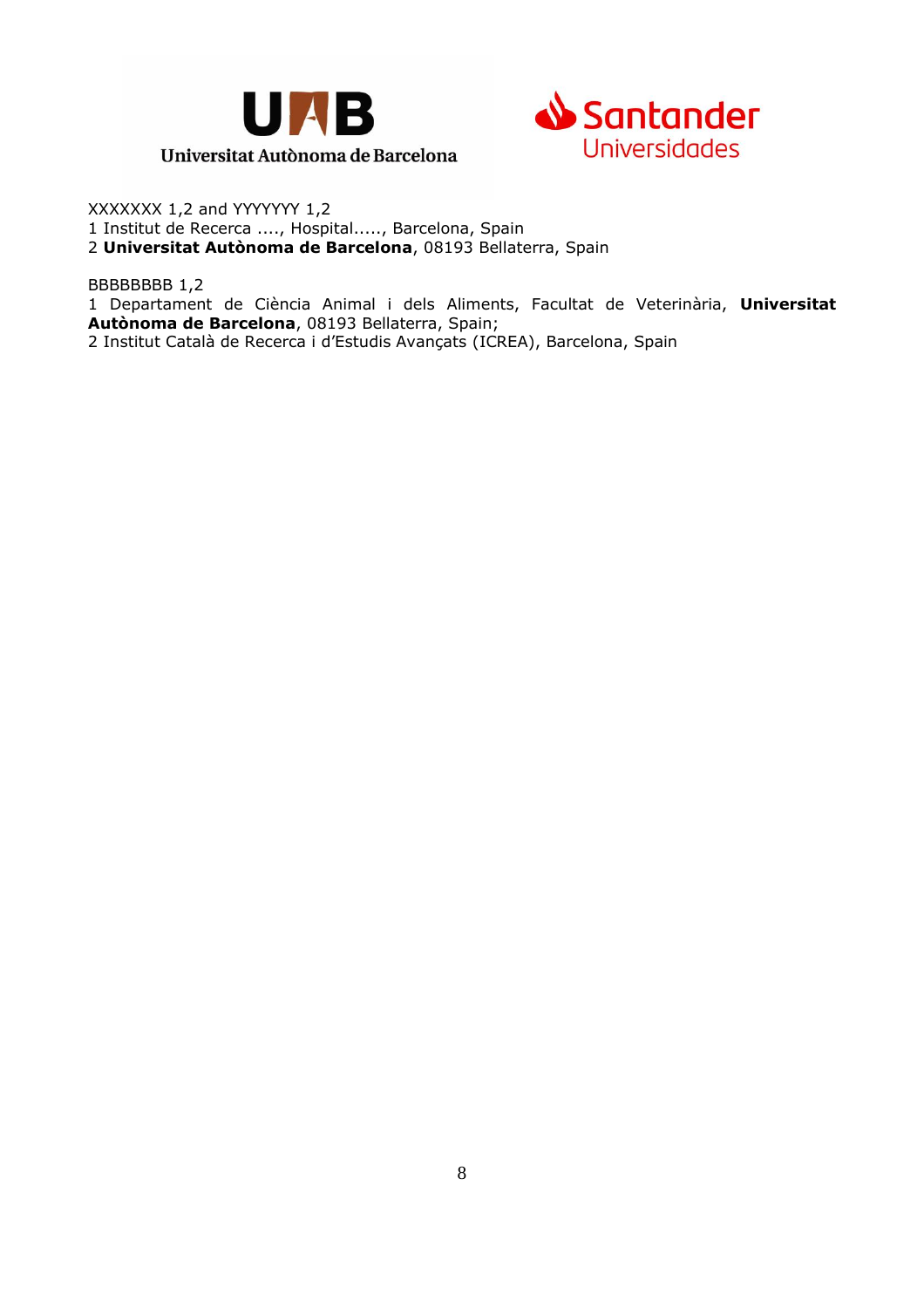XXXXXXX 1,2 and YYYYYYY 1,2
1 Institut de Recerca ...., Hospital....., Barcelona, Spain
2 **Universitat Autònoma de Barcelona**, 08193 Bellaterra, Spain

BBBBBBBB 1,2
1 Departament de Ciència Animal i dels Aliments, Facultat de Veterinària, **Universitat Autònoma de Barcelona**, 08193 Bellaterra, Spain;
2 Institut Català de Recerca i d'Estudis Avançats (ICREA), Barcelona, Spain